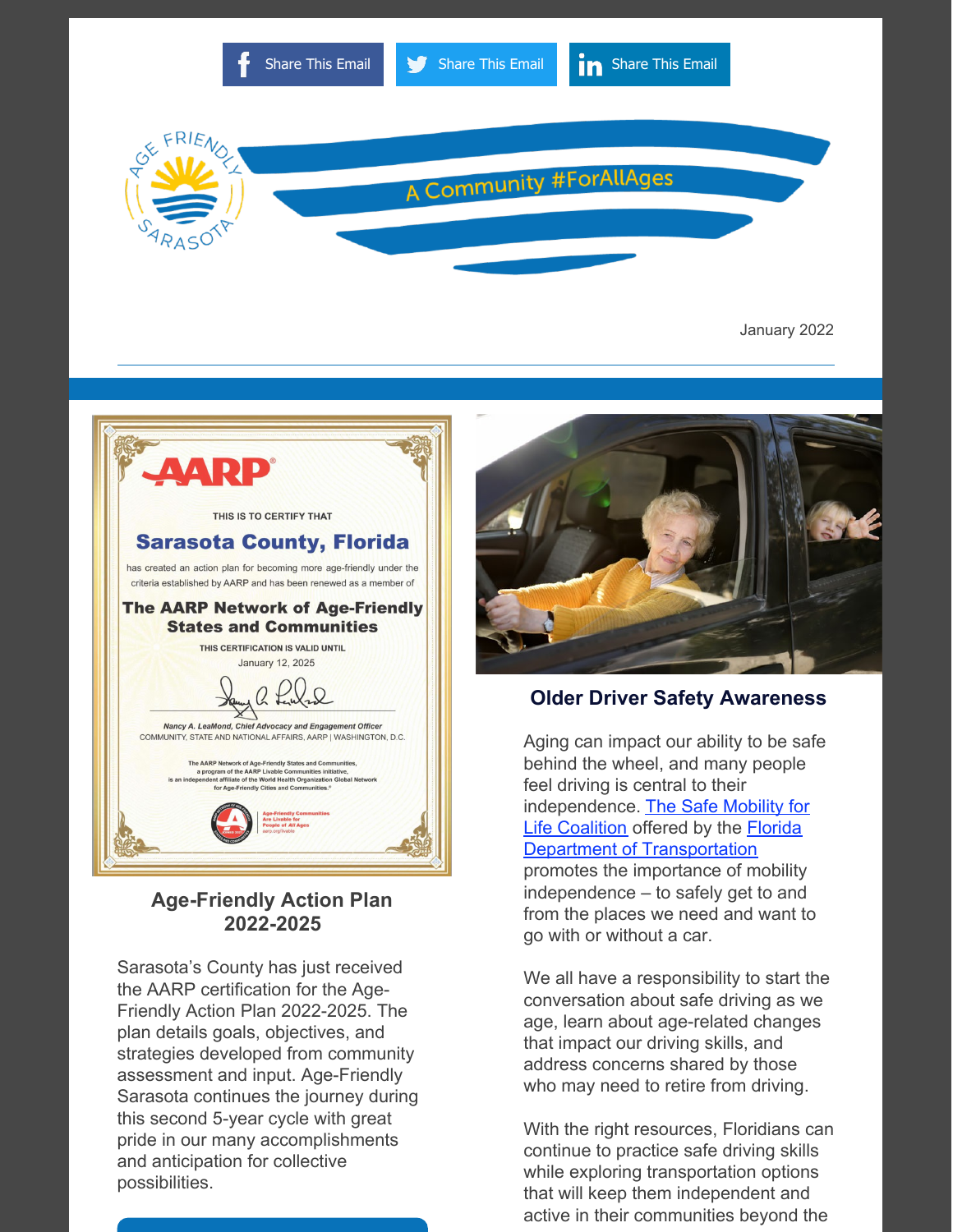Share This Email | Share This Email | Share This Email

A Community #ForAllAges

January 2022

## Age-Friendly Action Plan 2022-2025

Sarasota's County has just received the AARP certification for the Age-Friendly Action Plan 2022-2025. The plan details goals, objectives, and strategies developed from community assessment and input. Age-Friendly Sarasota continues the journey during this second 5-year cycle with great pride in our many accomplishments and anticipation for collective possibilities.

## Older Driver Safety Awareness

Aging can impact our ability to be safe behind the wheel, and many people feel driving is central to their independence. [The Safe Mobility for Life Coalition] offered by the [Florida Department of Transportation] promotes the importance of mobility independence – to safely get to and from the places we need and want to go with or without a car.

We all have a responsibility to start the conversation about safe driving as we age, learn about age-related changes that impact our driving skills, and address concerns shared by those who may need to retire from driving.

With the right resources, Floridians can continue to practice safe driving skills while exploring transportation options that will keep them independent and active in their communities beyond the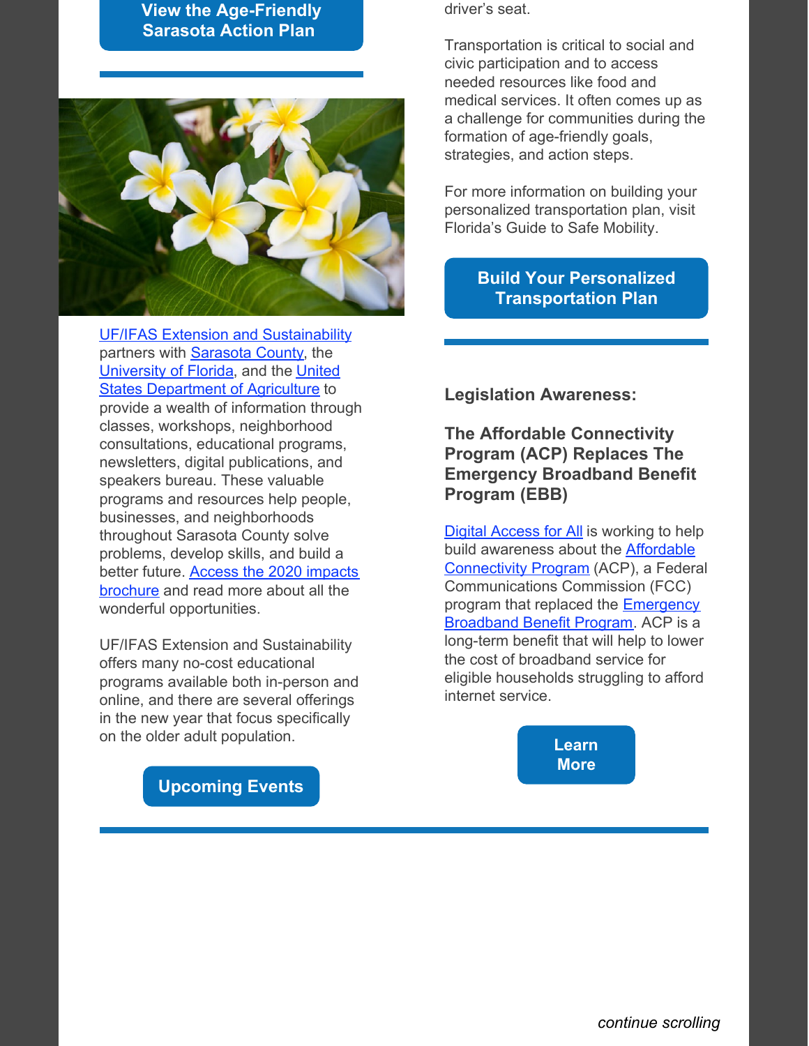View the Age-Friendly Sarasota Action Plan

UF/IFAS Extension and Sustainability partners with Sarasota County, the University of Florida, and the United States Department of Agriculture to provide a wealth of information through classes, workshops, neighborhood consultations, educational programs, newsletters, digital publications, and speakers bureau. These valuable programs and resources help people, businesses, and neighborhoods throughout Sarasota County solve problems, develop skills, and build a better future. Access the 2020 impacts brochure and read more about all the wonderful opportunities.

UF/IFAS Extension and Sustainability offers many no-cost educational programs available both in-person and online, and there are several offerings in the new year that focus specifically on the older adult population.

Upcoming Events

driver's seat.

Transportation is critical to social and civic participation and to access needed resources like food and medical services. It often comes up as a challenge for communities during the formation of age-friendly goals, strategies, and action steps.

For more information on building your personalized transportation plan, visit Florida's Guide to Safe Mobility.

Build Your Personalized Transportation Plan

**Legislation Awareness:**

## The Affordable Connectivity Program (ACP) Replaces The Emergency Broadband Benefit Program (EBB)

Digital Access for All is working to help build awareness about the Affordable Connectivity Program (ACP), a Federal Communications Commission (FCC) program that replaced the Emergency Broadband Benefit Program. ACP is a long-term benefit that will help to lower the cost of broadband service for eligible households struggling to afford internet service.

Learn More

*continue scrolling*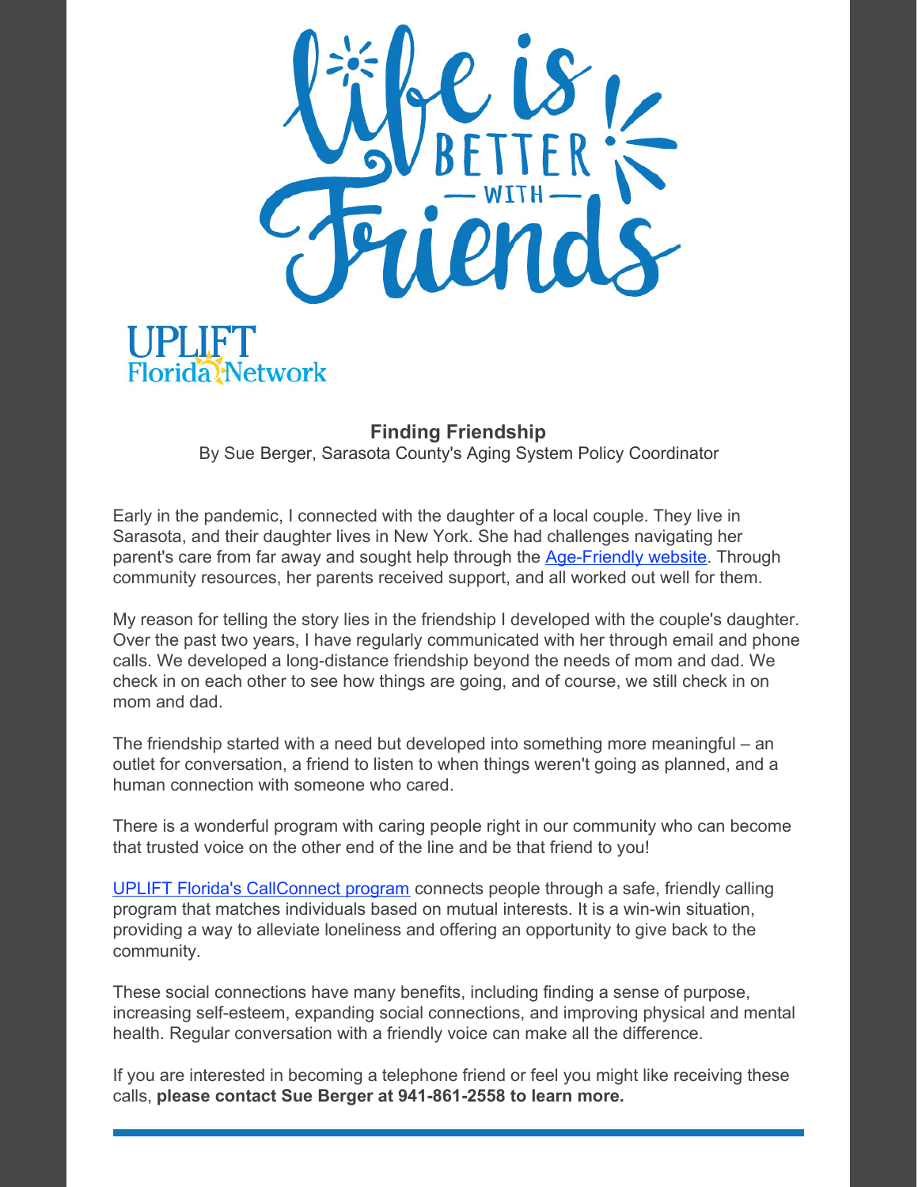Life is BETTER WITH Friends

UPLIFT Florida Network

## Finding Friendship

By Sue Berger, Sarasota County's Aging System Policy Coordinator

Early in the pandemic, I connected with the daughter of a local couple. They live in Sarasota, and their daughter lives in New York. She had challenges navigating her parent's care from far away and sought help through the Age-Friendly website. Through community resources, her parents received support, and all worked out well for them.

My reason for telling the story lies in the friendship I developed with the couple's daughter. Over the past two years, I have regularly communicated with her through email and phone calls. We developed a long-distance friendship beyond the needs of mom and dad. We check in on each other to see how things are going, and of course, we still check in on mom and dad.

The friendship started with a need but developed into something more meaningful – an outlet for conversation, a friend to listen to when things weren't going as planned, and a human connection with someone who cared.

There is a wonderful program with caring people right in our community who can become that trusted voice on the other end of the line and be that friend to you!

UPLIFT Florida's CallConnect program connects people through a safe, friendly calling program that matches individuals based on mutual interests. It is a win-win situation, providing a way to alleviate loneliness and offering an opportunity to give back to the community.

These social connections have many benefits, including finding a sense of purpose, increasing self-esteem, expanding social connections, and improving physical and mental health. Regular conversation with a friendly voice can make all the difference.

If you are interested in becoming a telephone friend or feel you might like receiving these calls, **please contact Sue Berger at 941-861-2558 to learn more.**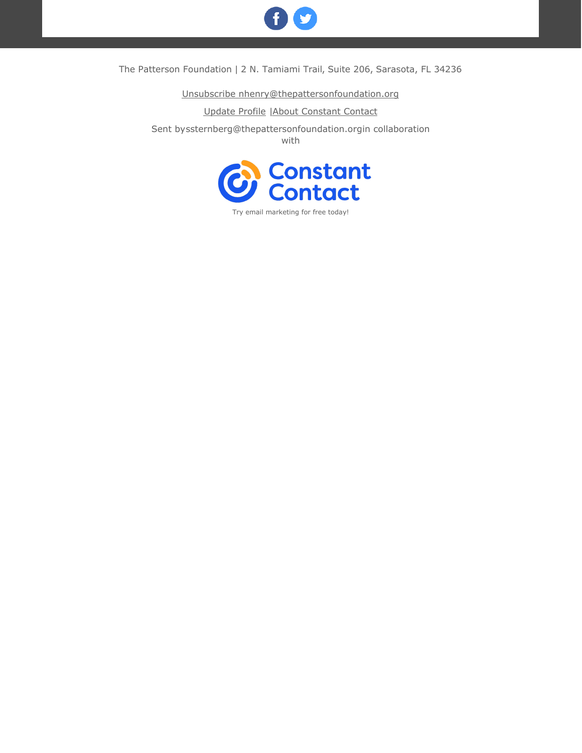The Patterson Foundation | 2 N. Tamiami Trail, Suite 206, Sarasota, FL 34236

Unsubscribe nhenry@thepattersonfoundation.org

Update Profile |About Constant Contact

Sent byssternberg@thepattersonfoundation.orgin collaboration with

Constant Contact

Try email marketing for free today!